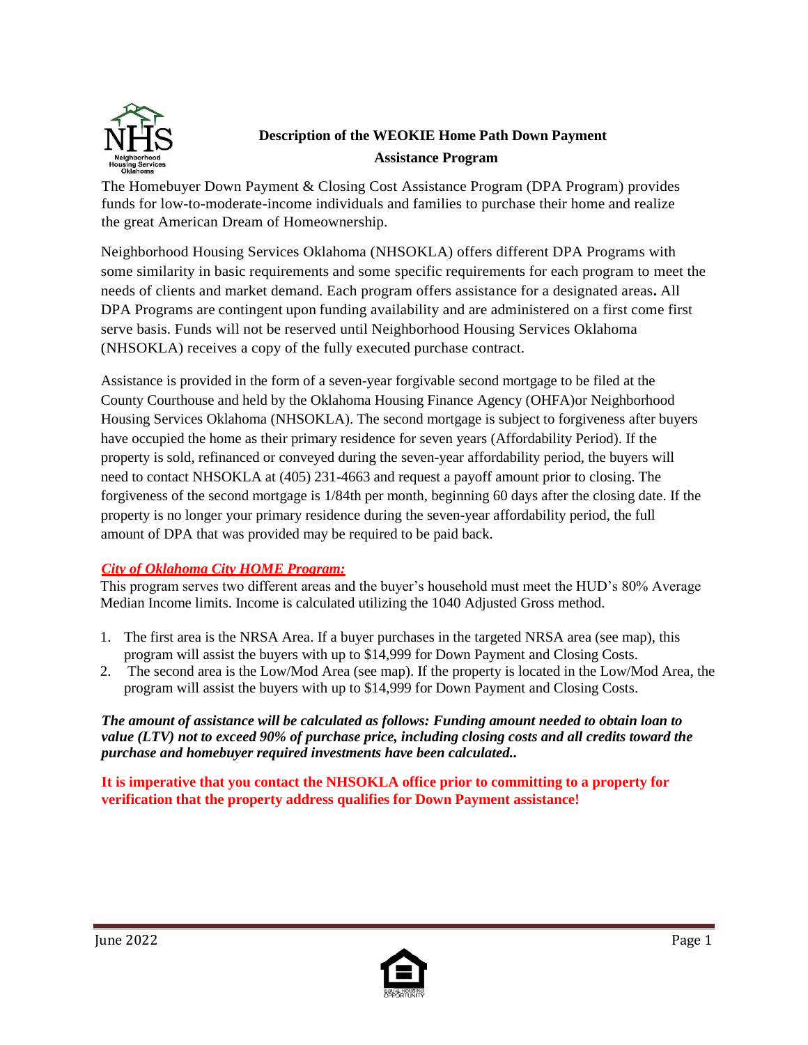# Description of the WEOKIE Home Path Down Payment Assistance Program

The Homebuyer Down Payment & Closing Cost Assistance Program (DPA Program) provides funds for low-to-moderate-income individuals and families to purchase their home and realize the great American Dream of Homeownership.

Neighborhood Housing Services Oklahoma (NHSOKLA) offers different DPA Programs with some similarity in basic requirements and some specific requirements for each program to meet the needs of clients and market demand. Each program offers assistance for a designated areas**.** All DPA Programs are contingent upon funding availability and are administered on a first come first serve basis. Funds will not be reserved until Neighborhood Housing Services Oklahoma (NHSOKLA) receives a copy of the fully executed purchase contract.

Assistance is provided in the form of a seven-year forgivable second mortgage to be filed at the County Courthouse and held by the Oklahoma Housing Finance Agency (OHFA)or Neighborhood Housing Services Oklahoma (NHSOKLA). The second mortgage is subject to forgiveness after buyers have occupied the home as their primary residence for seven years (Affordability Period). If the property is sold, refinanced or conveyed during the seven-year affordability period, the buyers will need to contact NHSOKLA at (405) 231-4663 and request a payoff amount prior to closing. The forgiveness of the second mortgage is 1/84th per month, beginning 60 days after the closing date. If the property is no longer your primary residence during the seven-year affordability period, the full amount of DPA that was provided may be required to be paid back.

***City of Oklahoma City HOME Program:***

This program serves two different areas and the buyer's household must meet the HUD's 80% Average Median Income limits. Income is calculated utilizing the 1040 Adjusted Gross method.

1. The first area is the NRSA Area. If a buyer purchases in the targeted NRSA area (see map), this program will assist the buyers with up to $14,999 for Down Payment and Closing Costs.
2. The second area is the Low/Mod Area (see map). If the property is located in the Low/Mod Area, the program will assist the buyers with up to $14,999 for Down Payment and Closing Costs.

***The amount of assistance will be calculated as follows: Funding amount needed to obtain loan to value (LTV) not to exceed 90% of purchase price, including closing costs and all credits toward the purchase and homebuyer required investments have been calculated..***

**It is imperative that you contact the NHSOKLA office prior to committing to a property for verification that the property address qualifies for Down Payment assistance!**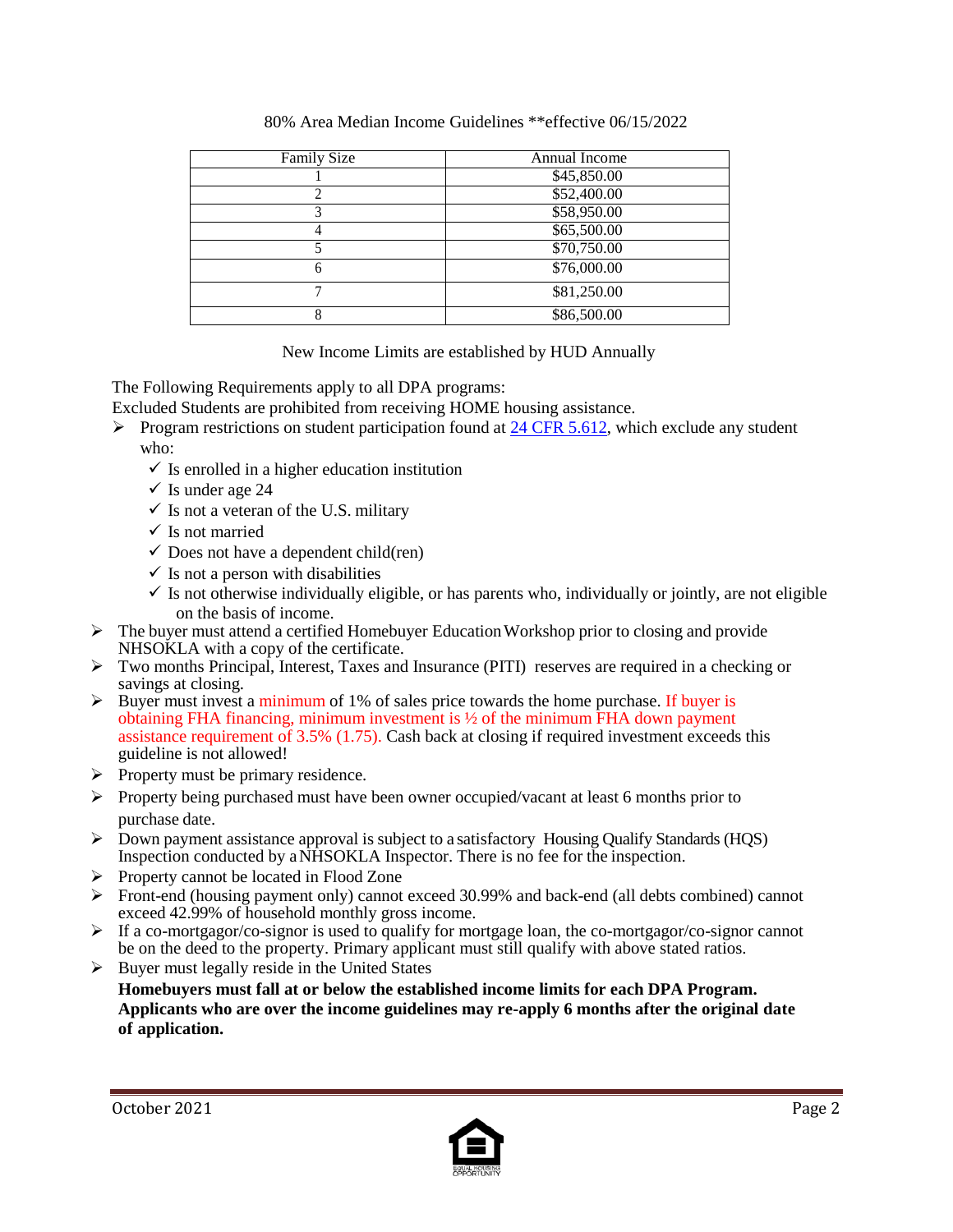80% Area Median Income Guidelines **effective 06/15/2022

| Family Size | Annual Income |
|---|---|
| 1 | $45,850.00 |
| 2 | $52,400.00 |
| 3 | $58,950.00 |
| 4 | $65,500.00 |
| 5 | $70,750.00 |
| 6 | $76,000.00 |
| 7 | $81,250.00 |
| 8 | $86,500.00 |

New Income Limits are established by HUD Annually

The Following Requirements apply to all DPA programs:

Excluded Students are prohibited from receiving HOME housing assistance.

- Program restrictions on student participation found at 24 CFR 5.612, which exclude any student who:
  - ✓ Is enrolled in a higher education institution
  - ✓ Is under age 24
  - ✓ Is not a veteran of the U.S. military
  - ✓ Is not married
  - ✓ Does not have a dependent child(ren)
  - ✓ Is not a person with disabilities
  - ✓ Is not otherwise individually eligible, or has parents who, individually or jointly, are not eligible on the basis of income.
- The buyer must attend a certified Homebuyer Education Workshop prior to closing and provide NHSOKLA with a copy of the certificate.
- Two months Principal, Interest, Taxes and Insurance (PITI) reserves are required in a checking or savings at closing.
- Buyer must invest a minimum of 1% of sales price towards the home purchase. If buyer is obtaining FHA financing, minimum investment is ½ of the minimum FHA down payment assistance requirement of 3.5% (1.75). Cash back at closing if required investment exceeds this guideline is not allowed!
- Property must be primary residence.
- Property being purchased must have been owner occupied/vacant at least 6 months prior to purchase date.
- Down payment assistance approval is subject to a satisfactory Housing Qualify Standards (HQS) Inspection conducted by a NHSOKLA Inspector. There is no fee for the inspection.
- Property cannot be located in Flood Zone
- Front-end (housing payment only) cannot exceed 30.99% and back-end (all debts combined) cannot exceed 42.99% of household monthly gross income.
- If a co-mortgagor/co-signor is used to qualify for mortgage loan, the co-mortgagor/co-signor cannot be on the deed to the property. Primary applicant must still qualify with above stated ratios.
- Buyer must legally reside in the United States

**Homebuyers must fall at or below the established income limits for each DPA Program. Applicants who are over the income guidelines may re-apply 6 months after the original date of application.**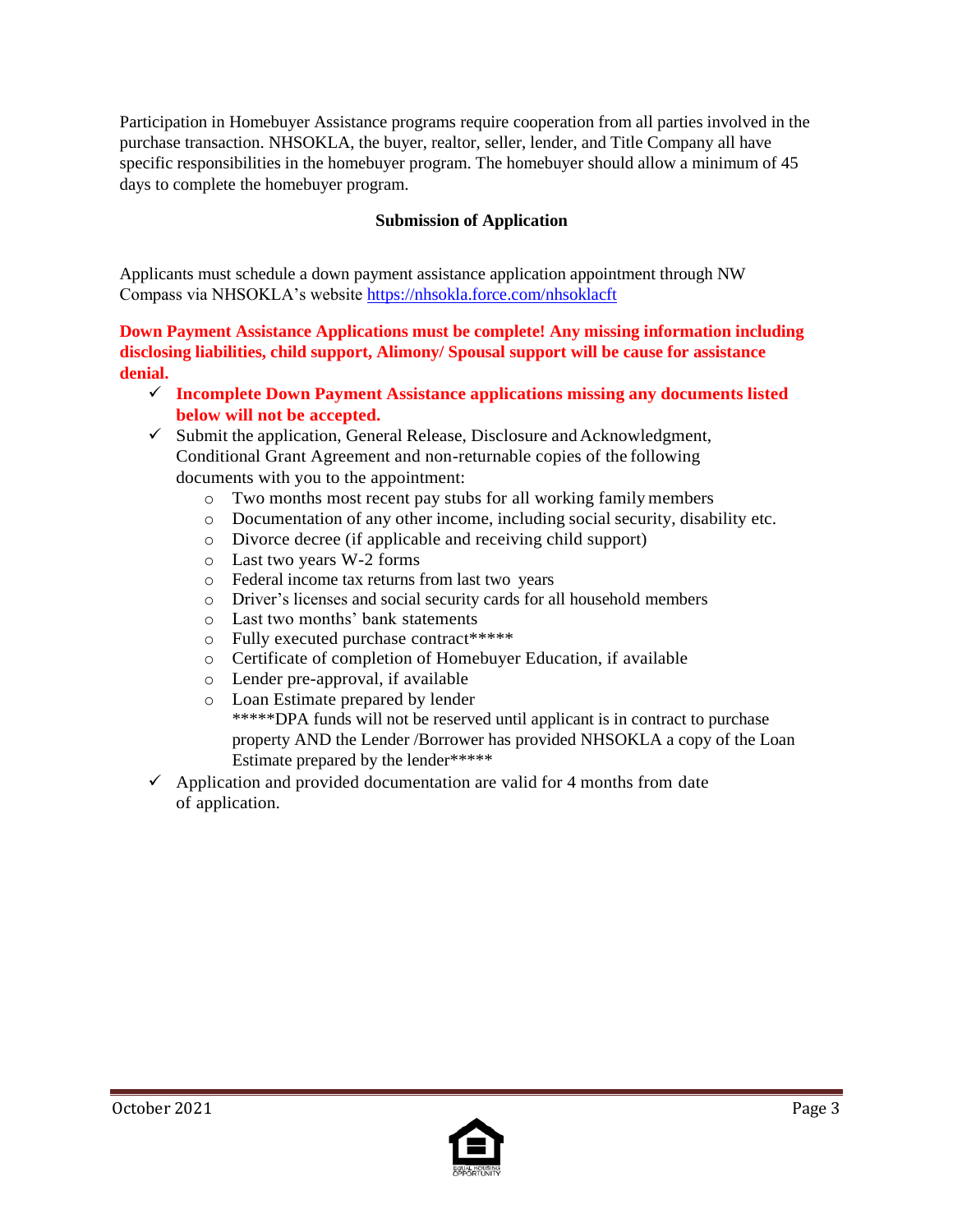Participation in Homebuyer Assistance programs require cooperation from all parties involved in the purchase transaction. NHSOKLA, the buyer, realtor, seller, lender, and Title Company all have specific responsibilities in the homebuyer program. The homebuyer should allow a minimum of 45 days to complete the homebuyer program.

**Submission of Application**

Applicants must schedule a down payment assistance application appointment through NW Compass via NHSOKLA's website https://nhsokla.force.com/nhsoklacft

**Down Payment Assistance Applications must be complete! Any missing information including disclosing liabilities, child support, Alimony/ Spousal support will be cause for assistance denial.**

- ✓ **Incomplete Down Payment Assistance applications missing any documents listed below will not be accepted.**
- ✓ Submit the application, General Release, Disclosure and Acknowledgment, Conditional Grant Agreement and non-returnable copies of the following documents with you to the appointment:
  - Two months most recent pay stubs for all working family members
  - Documentation of any other income, including social security, disability etc.
  - Divorce decree (if applicable and receiving child support)
  - Last two years W-2 forms
  - Federal income tax returns from last two years
  - Driver's licenses and social security cards for all household members
  - Last two months' bank statements
  - Fully executed purchase contract*****
  - Certificate of completion of Homebuyer Education, if available
  - Lender pre-approval, if available
  - Loan Estimate prepared by lender

    *****DPA funds will not be reserved until applicant is in contract to purchase property AND the Lender /Borrower has provided NHSOKLA a copy of the Loan Estimate prepared by the lender*****
- ✓ Application and provided documentation are valid for 4 months from date of application.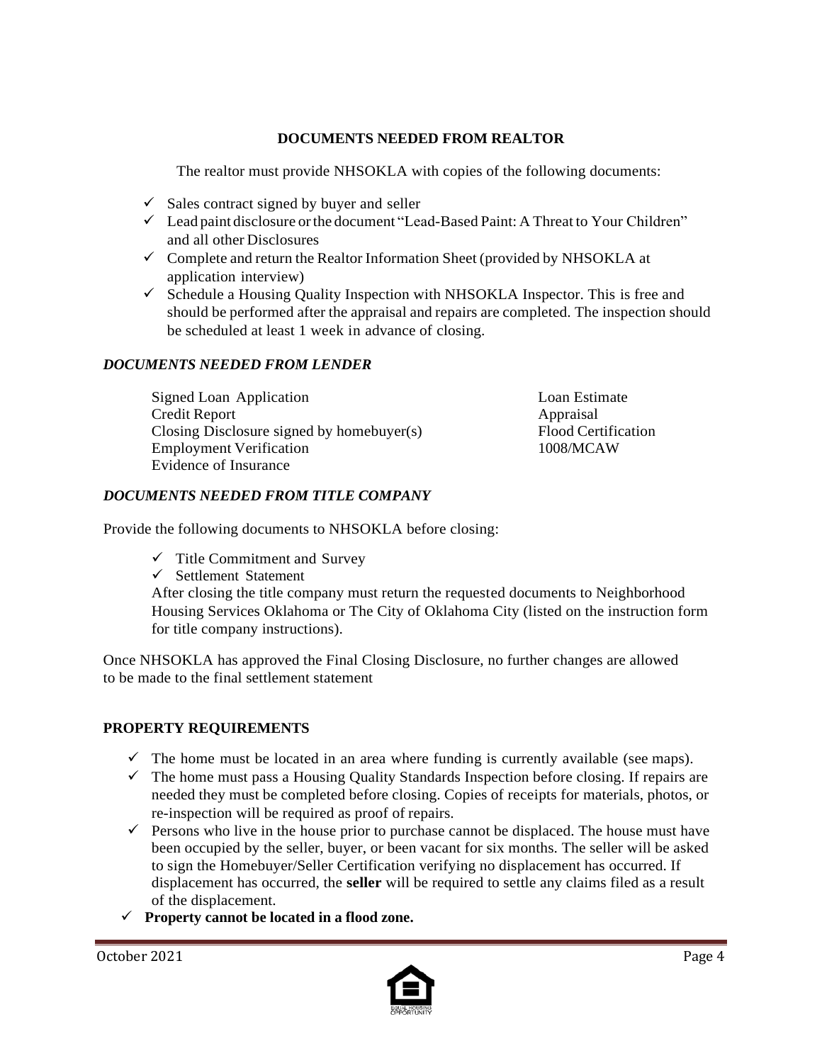## DOCUMENTS NEEDED FROM REALTOR

The realtor must provide NHSOKLA with copies of the following documents:

- ✓ Sales contract signed by buyer and seller
- ✓ Lead paint disclosure or the document "Lead-Based Paint: A Threat to Your Children" and all other Disclosures
- ✓ Complete and return the Realtor Information Sheet (provided by NHSOKLA at application interview)
- ✓ Schedule a Housing Quality Inspection with NHSOKLA Inspector. This is free and should be performed after the appraisal and repairs are completed. The inspection should be scheduled at least 1 week in advance of closing.

### *DOCUMENTS NEEDED FROM LENDER*

- Signed Loan Application
- Credit Report
- Closing Disclosure signed by homebuyer(s)
- Employment Verification
- Evidence of Insurance
- Loan Estimate
- Appraisal
- Flood Certification
- 1008/MCAW

### *DOCUMENTS NEEDED FROM TITLE COMPANY*

Provide the following documents to NHSOKLA before closing:

- ✓ Title Commitment and Survey
- ✓ Settlement Statement

After closing the title company must return the requested documents to Neighborhood Housing Services Oklahoma or The City of Oklahoma City (listed on the instruction form for title company instructions).

Once NHSOKLA has approved the Final Closing Disclosure, no further changes are allowed to be made to the final settlement statement

## PROPERTY REQUIREMENTS

- ✓ The home must be located in an area where funding is currently available (see maps).
- ✓ The home must pass a Housing Quality Standards Inspection before closing. If repairs are needed they must be completed before closing. Copies of receipts for materials, photos, or re-inspection will be required as proof of repairs.
- ✓ Persons who live in the house prior to purchase cannot be displaced. The house must have been occupied by the seller, buyer, or been vacant for six months. The seller will be asked to sign the Homebuyer/Seller Certification verifying no displacement has occurred. If displacement has occurred, the **seller** will be required to settle any claims filed as a result of the displacement.
- ✓ **Property cannot be located in a flood zone.**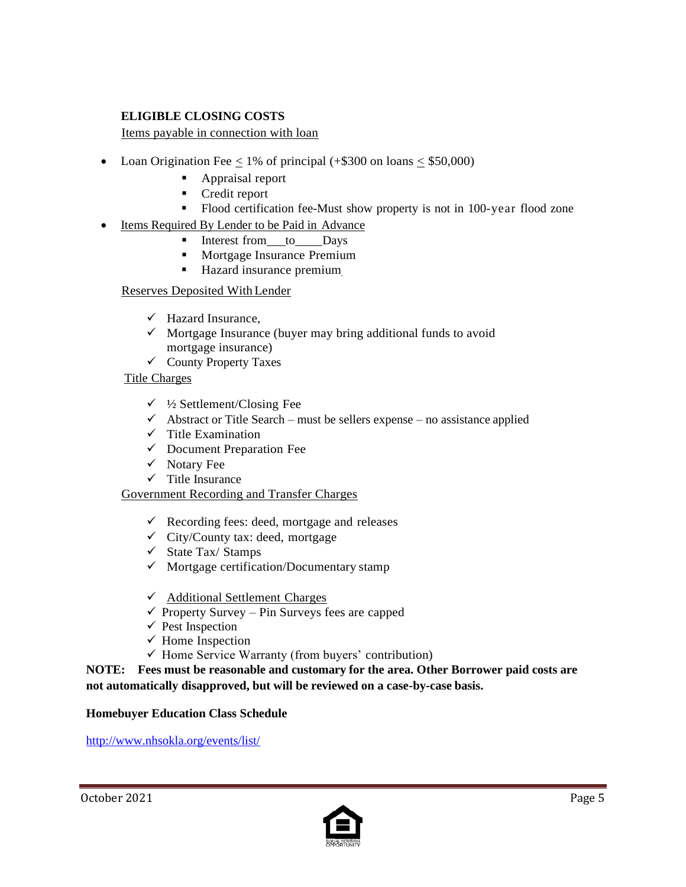**ELIGIBLE CLOSING COSTS**

Items payable in connection with loan

- Loan Origination Fee ≤ 1% of principal (+$300 on loans ≤ $50,000)
  - Appraisal report
  - Credit report
  - Flood certification fee-Must show property is not in 100-year flood zone
- Items Required By Lender to be Paid in Advance
  - Interest from___to____Days
  - Mortgage Insurance Premium
  - Hazard insurance premium

Reserves Deposited With Lender

- ✓ Hazard Insurance,
- ✓ Mortgage Insurance (buyer may bring additional funds to avoid mortgage insurance)
- ✓ County Property Taxes

Title Charges

- ✓ ½ Settlement/Closing Fee
- ✓ Abstract or Title Search – must be sellers expense – no assistance applied
- ✓ Title Examination
- ✓ Document Preparation Fee
- ✓ Notary Fee
- ✓ Title Insurance

Government Recording and Transfer Charges

- ✓ Recording fees: deed, mortgage and releases
- ✓ City/County tax: deed, mortgage
- ✓ State Tax/ Stamps
- ✓ Mortgage certification/Documentary stamp

- ✓ Additional Settlement Charges
- ✓ Property Survey – Pin Surveys fees are capped
- ✓ Pest Inspection
- ✓ Home Inspection
- ✓ Home Service Warranty (from buyers' contribution)

**NOTE: Fees must be reasonable and customary for the area. Other Borrower paid costs are not automatically disapproved, but will be reviewed on a case-by-case basis.**

**Homebuyer Education Class Schedule**

http://www.nhsokla.org/events/list/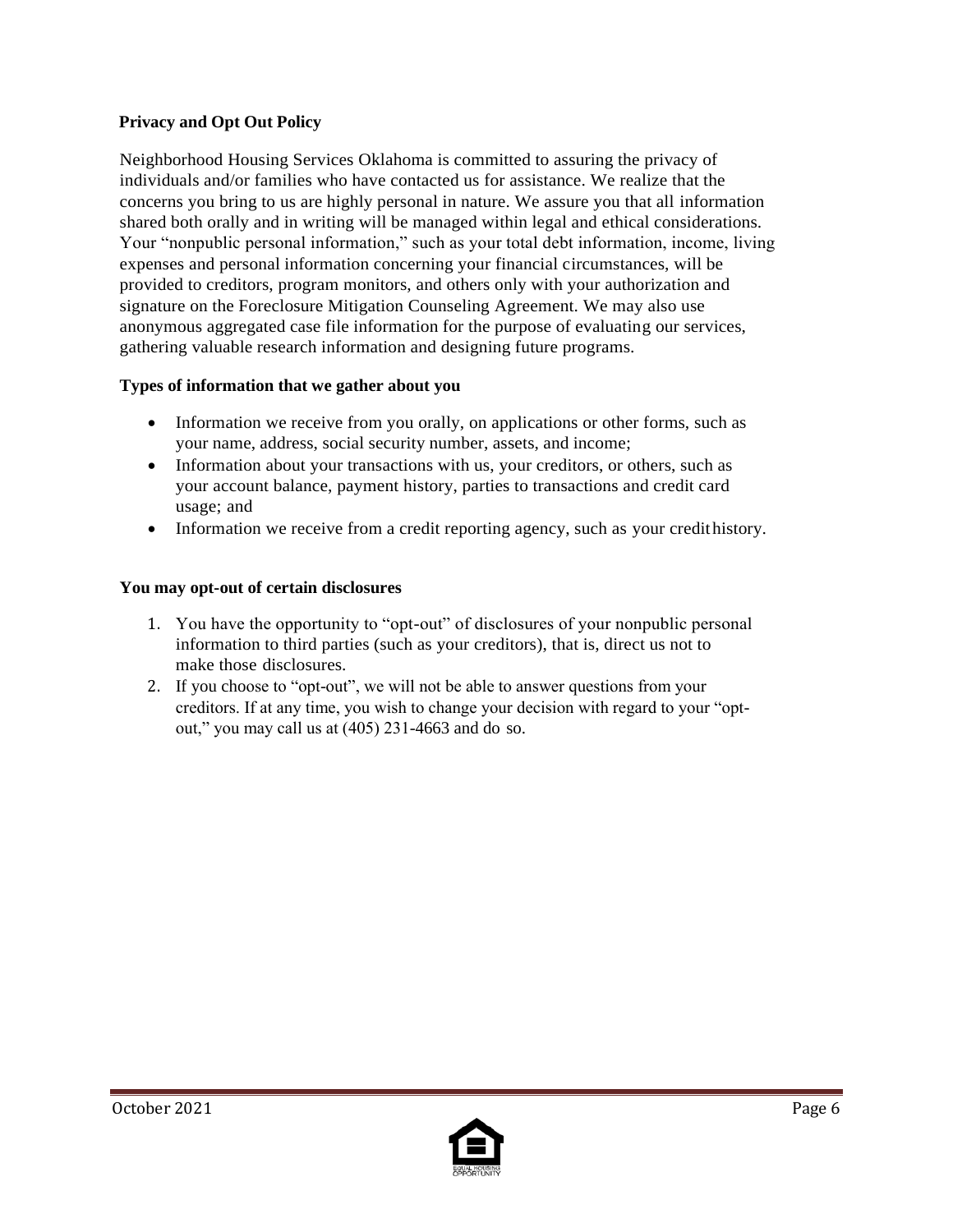**Privacy and Opt Out Policy**

Neighborhood Housing Services Oklahoma is committed to assuring the privacy of individuals and/or families who have contacted us for assistance. We realize that the concerns you bring to us are highly personal in nature. We assure you that all information shared both orally and in writing will be managed within legal and ethical considerations. Your "nonpublic personal information," such as your total debt information, income, living expenses and personal information concerning your financial circumstances, will be provided to creditors, program monitors, and others only with your authorization and signature on the Foreclosure Mitigation Counseling Agreement. We may also use anonymous aggregated case file information for the purpose of evaluating our services, gathering valuable research information and designing future programs.

**Types of information that we gather about you**

- Information we receive from you orally, on applications or other forms, such as your name, address, social security number, assets, and income;
- Information about your transactions with us, your creditors, or others, such as your account balance, payment history, parties to transactions and credit card usage; and
- Information we receive from a credit reporting agency, such as your credit history.

**You may opt-out of certain disclosures**

1. You have the opportunity to "opt-out" of disclosures of your nonpublic personal information to third parties (such as your creditors), that is, direct us not to make those disclosures.
2. If you choose to "opt-out", we will not be able to answer questions from your creditors. If at any time, you wish to change your decision with regard to your "opt-out," you may call us at (405) 231-4663 and do so.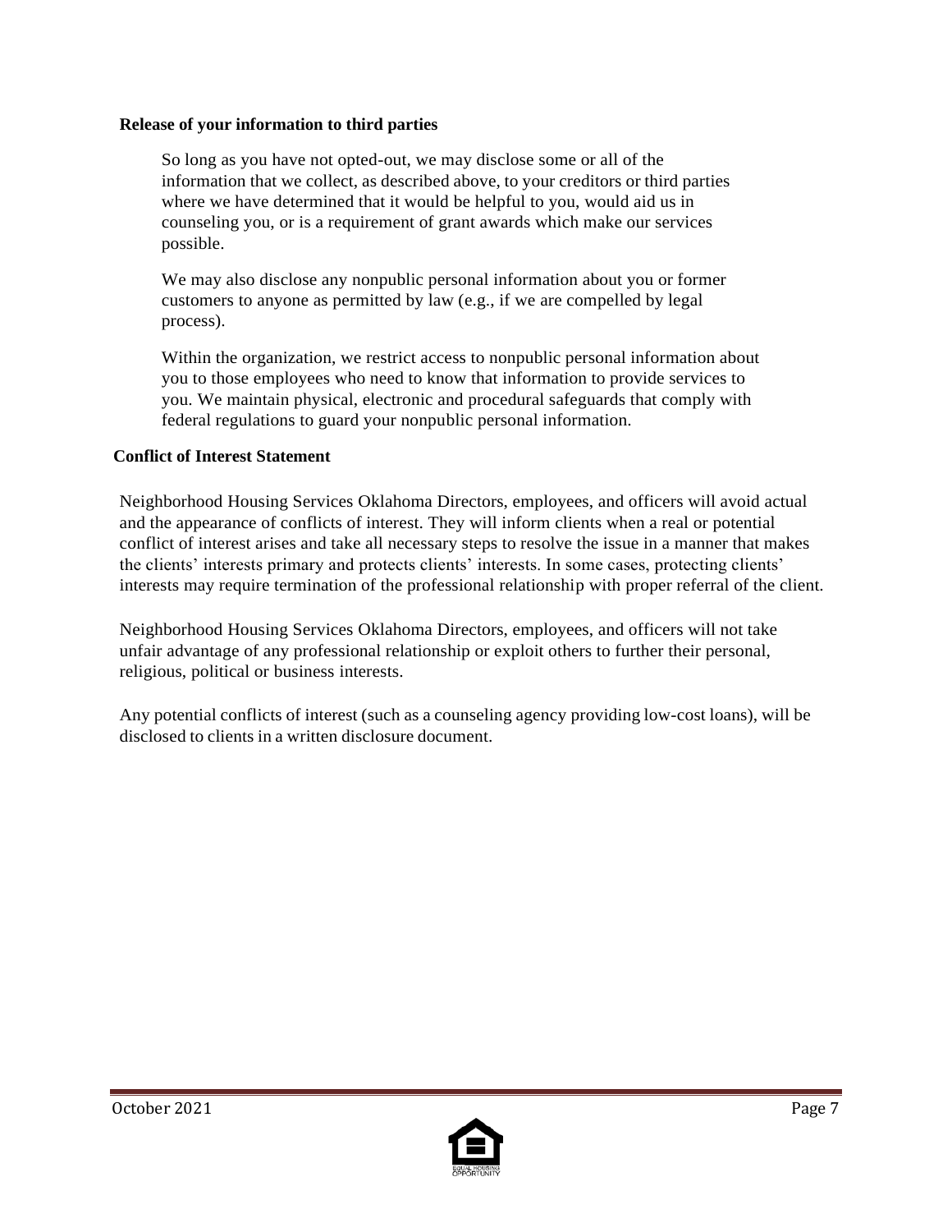**Release of your information to third parties**

So long as you have not opted-out, we may disclose some or all of the information that we collect, as described above, to your creditors or third parties where we have determined that it would be helpful to you, would aid us in counseling you, or is a requirement of grant awards which make our services possible.

We may also disclose any nonpublic personal information about you or former customers to anyone as permitted by law (e.g., if we are compelled by legal process).

Within the organization, we restrict access to nonpublic personal information about you to those employees who need to know that information to provide services to you. We maintain physical, electronic and procedural safeguards that comply with federal regulations to guard your nonpublic personal information.

**Conflict of Interest Statement**

Neighborhood Housing Services Oklahoma Directors, employees, and officers will avoid actual and the appearance of conflicts of interest. They will inform clients when a real or potential conflict of interest arises and take all necessary steps to resolve the issue in a manner that makes the clients' interests primary and protects clients' interests. In some cases, protecting clients' interests may require termination of the professional relationship with proper referral of the client.

Neighborhood Housing Services Oklahoma Directors, employees, and officers will not take unfair advantage of any professional relationship or exploit others to further their personal, religious, political or business interests.

Any potential conflicts of interest (such as a counseling agency providing low-cost loans), will be disclosed to clients in a written disclosure document.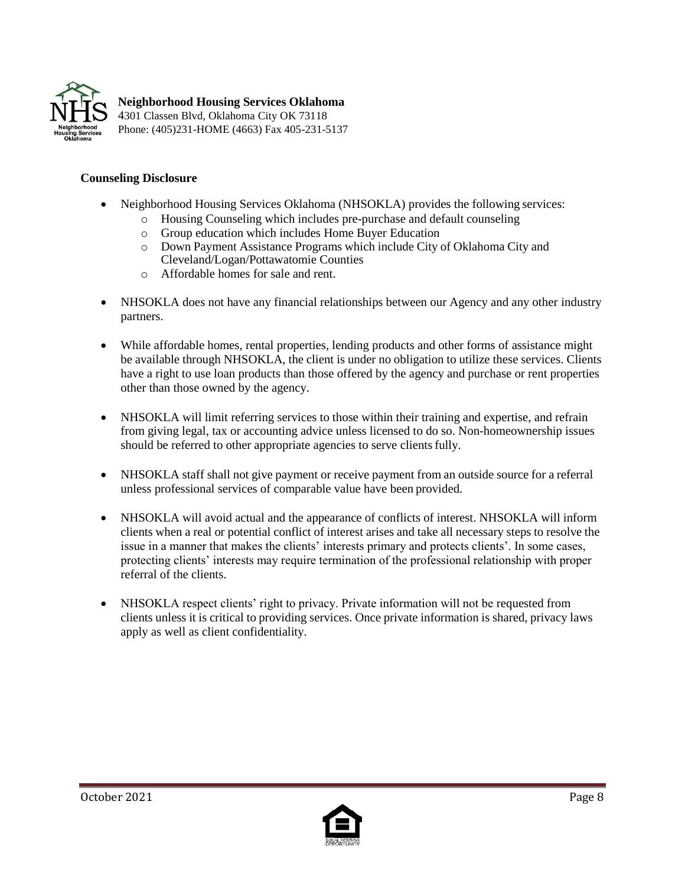**Neighborhood Housing Services Oklahoma**
4301 Classen Blvd, Oklahoma City OK 73118
Phone: (405)231-HOME (4663) Fax 405-231-5137

**Counseling Disclosure**

- Neighborhood Housing Services Oklahoma (NHSOKLA) provides the following services:
  - Housing Counseling which includes pre-purchase and default counseling
  - Group education which includes Home Buyer Education
  - Down Payment Assistance Programs which include City of Oklahoma City and Cleveland/Logan/Pottawatomie Counties
  - Affordable homes for sale and rent.
- NHSOKLA does not have any financial relationships between our Agency and any other industry partners.
- While affordable homes, rental properties, lending products and other forms of assistance might be available through NHSOKLA, the client is under no obligation to utilize these services. Clients have a right to use loan products than those offered by the agency and purchase or rent properties other than those owned by the agency.
- NHSOKLA will limit referring services to those within their training and expertise, and refrain from giving legal, tax or accounting advice unless licensed to do so. Non-homeownership issues should be referred to other appropriate agencies to serve clients fully.
- NHSOKLA staff shall not give payment or receive payment from an outside source for a referral unless professional services of comparable value have been provided.
- NHSOKLA will avoid actual and the appearance of conflicts of interest. NHSOKLA will inform clients when a real or potential conflict of interest arises and take all necessary steps to resolve the issue in a manner that makes the clients' interests primary and protects clients'. In some cases, protecting clients' interests may require termination of the professional relationship with proper referral of the clients.
- NHSOKLA respect clients' right to privacy. Private information will not be requested from clients unless it is critical to providing services. Once private information is shared, privacy laws apply as well as client confidentiality.